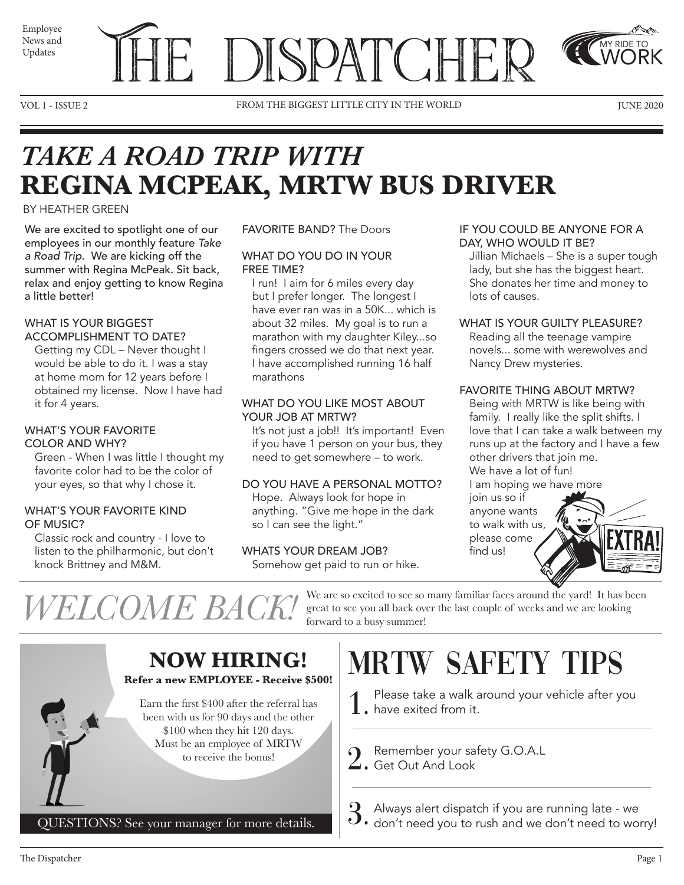Employee News and Updates

# THE DISPATCHER

MY RIDE TO WORK

VOL 1 - ISSUE 2 | FROM THE BIGGEST LITTLE CITY IN THE WORLD | JUNE 2020

## *TAKE A ROAD TRIP WITH* REGINA MCPEAK, MRTW BUS DRIVER

BY HEATHER GREEN

We are excited to spotlight one of our employees in our monthly feature *Take a Road Trip*. We are kicking off the summer with Regina McPeak. Sit back, relax and enjoy getting to know Regina a little better!

WHAT IS YOUR BIGGEST ACCOMPLISHMENT TO DATE?
Getting my CDL – Never thought I would be able to do it. I was a stay at home mom for 12 years before I obtained my license. Now I have had it for 4 years.

WHAT'S YOUR FAVORITE COLOR AND WHY?
Green - When I was little I thought my favorite color had to be the color of your eyes, so that why I chose it.

WHAT'S YOUR FAVORITE KIND OF MUSIC?
Classic rock and country - I love to listen to the philharmonic, but don't knock Brittney and M&M.

FAVORITE BAND? The Doors

WHAT DO YOU DO IN YOUR FREE TIME?
I run! I aim for 6 miles every day but I prefer longer. The longest I have ever ran was in a 50K... which is about 32 miles. My goal is to run a marathon with my daughter Kiley...so fingers crossed we do that next year. I have accomplished running 16 half marathons

WHAT DO YOU LIKE MOST ABOUT YOUR JOB AT MRTW?
It's not just a job!! It's important! Even if you have 1 person on your bus, they need to get somewhere – to work.

DO YOU HAVE A PERSONAL MOTTO?
Hope. Always look for hope in anything. "Give me hope in the dark so I can see the light."

WHATS YOUR DREAM JOB?
Somehow get paid to run or hike.

IF YOU COULD BE ANYONE FOR A DAY, WHO WOULD IT BE?
Jillian Michaels – She is a super tough lady, but she has the biggest heart. She donates her time and money to lots of causes.

WHAT IS YOUR GUILTY PLEASURE?
Reading all the teenage vampire novels... some with werewolves and Nancy Drew mysteries.

FAVORITE THING ABOUT MRTW?
Being with MRTW is like being with family. I really like the split shifts. I love that I can take a walk between my runs up at the factory and I have a few other drivers that join me. We have a lot of fun! I am hoping we have more join us so if anyone wants to walk with us, please come find us!

EXTRA!

## *WELCOME BACK!*

We are so excited to see so many familiar faces around the yard! It has been great to see you all back over the last couple of weeks and we are looking forward to a busy summer!

## NOW HIRING!

**Refer a new EMPLOYEE - Receive $500!**

Earn the first $400 after the referral has been with us for 90 days and the other $100 when they hit 120 days. Must be an employee of MRTW to receive the bonus!

QUESTIONS? See your manager for more details.

## MRTW SAFETY TIPS

1. Please take a walk around your vehicle after you have exited from it.
2. Remember your safety G.O.A.L Get Out And Look
3. Always alert dispatch if you are running late - we don't need you to rush and we don't need to worry!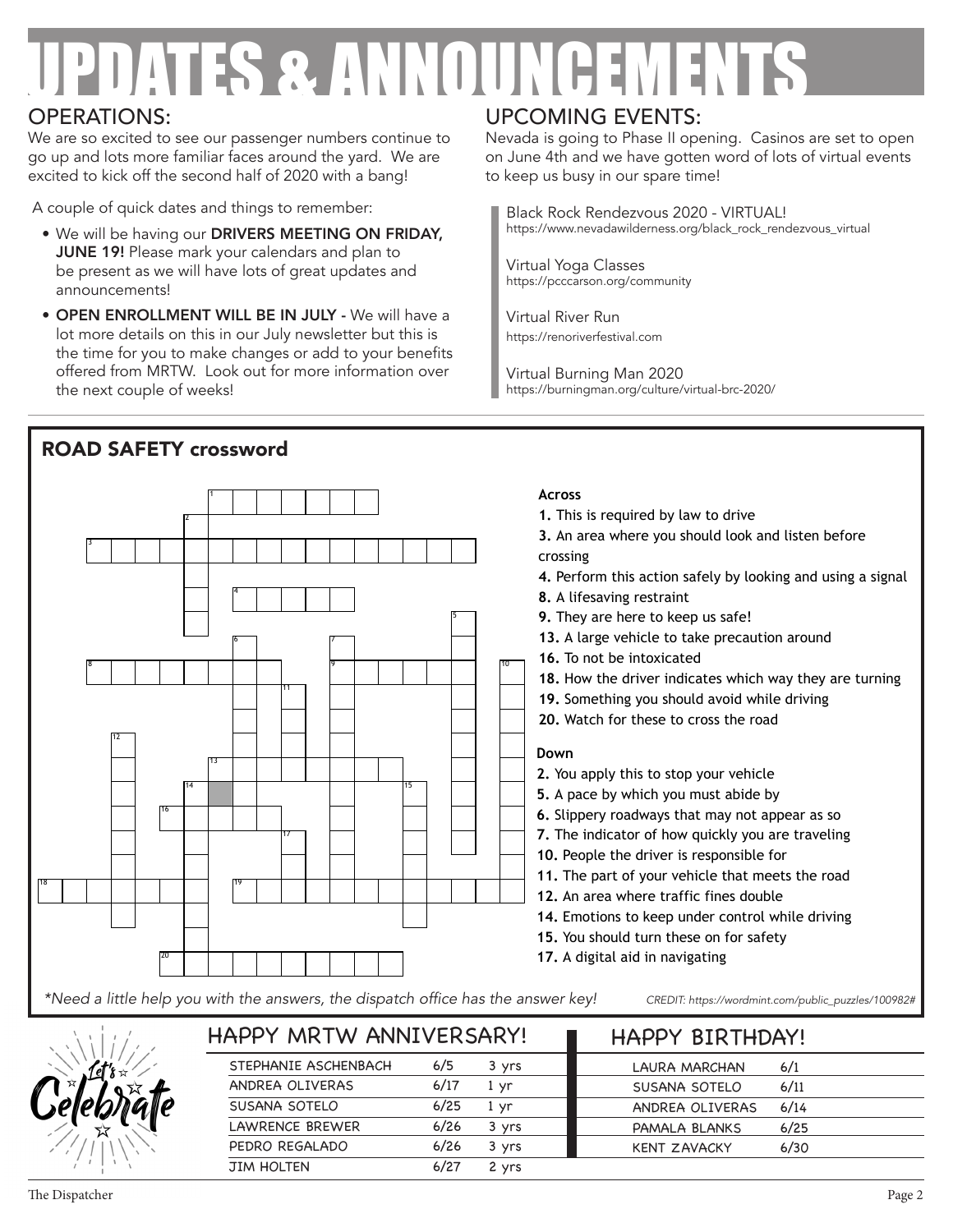# UPDATES & ANNOUNCEMENTS

## OPERATIONS:

We are so excited to see our passenger numbers continue to go up and lots more familiar faces around the yard. We are excited to kick off the second half of 2020 with a bang!

A couple of quick dates and things to remember:

- We will be having our **DRIVERS MEETING ON FRIDAY, JUNE 19!** Please mark your calendars and plan to be present as we will have lots of great updates and announcements!
- **OPEN ENROLLMENT WILL BE IN JULY -** We will have a lot more details on this in our July newsletter but this is the time for you to make changes or add to your benefits offered from MRTW. Look out for more information over the next couple of weeks!

## UPCOMING EVENTS:

Nevada is going to Phase II opening. Casinos are set to open on June 4th and we have gotten word of lots of virtual events to keep us busy in our spare time!

Black Rock Rendezvous 2020 - VIRTUAL!
https://www.nevadawilderness.org/black_rock_rendezvous_virtual

Virtual Yoga Classes
https://pcccarson.org/community

Virtual River Run
https://renoriverfestival.com

Virtual Burning Man 2020
https://burningman.org/culture/virtual-brc-2020/

## ROAD SAFETY crossword

**Across**

**1.** This is required by law to drive
**3.** An area where you should look and listen before crossing
**4.** Perform this action safely by looking and using a signal
**8.** A lifesaving restraint
**9.** They are here to keep us safe!
**13.** A large vehicle to take precaution around
**16.** To not be intoxicated
**18.** How the driver indicates which way they are turning
**19.** Something you should avoid while driving
**20.** Watch for these to cross the road

**Down**

**2.** You apply this to stop your vehicle
**5.** A pace by which you must abide by
**6.** Slippery roadways that may not appear as so
**7.** The indicator of how quickly you are traveling
**10.** People the driver is responsible for
**11.** The part of your vehicle that meets the road
**12.** An area where traffic fines double
**14.** Emotions to keep under control while driving
**15.** You should turn these on for safety
**17.** A digital aid in navigating

*\*Need a little help you with the answers, the dispatch office has the answer key!*

*CREDIT: https://wordmint.com/public_puzzles/100982#*

Let's Celebrate

## HAPPY MRTW ANNIVERSARY!

| | | |
|---|---|---|
| STEPHANIE ASCHENBACH | 6/5 | 3 yrs |
| ANDREA OLIVERAS | 6/17 | 1 yr |
| SUSANA SOTELO | 6/25 | 1 yr |
| LAWRENCE BREWER | 6/26 | 3 yrs |
| PEDRO REGALADO | 6/26 | 3 yrs |
| JIM HOLTEN | 6/27 | 2 yrs |

## HAPPY BIRTHDAY!

| | |
|---|---|
| LAURA MARCHAN | 6/1 |
| SUSANA SOTELO | 6/11 |
| ANDREA OLIVERAS | 6/14 |
| PAMALA BLANKS | 6/25 |
| KENT ZAVACKY | 6/30 |